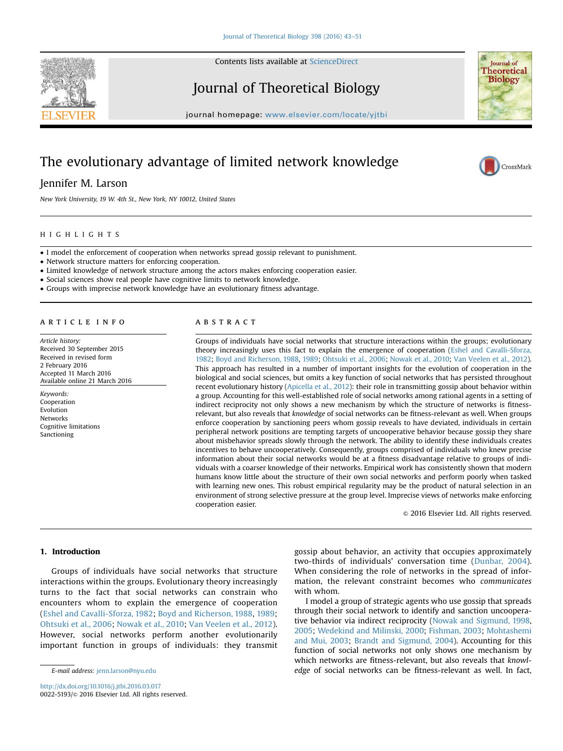# The evolutionary advantage of limited network knowledge

Jennifer M. Larson

*New York University, 19 W. 4th St., New York, NY 10012, United States*

## HIGHLIGHTS

- I model the enforcement of cooperation when networks spread gossip relevant to punishment.
- Network structure matters for enforcing cooperation.
- Limited knowledge of network structure among the actors makes enforcing cooperation easier.
- Social sciences show real people have cognitive limits to network knowledge.
- Groups with imprecise network knowledge have an evolutionary fitness advantage.

## ARTICLE INFO

*Article history:*
Received 30 September 2015
Received in revised form
2 February 2016
Accepted 11 March 2016
Available online 21 March 2016

*Keywords:*
Cooperation
Evolution
Networks
Cognitive limitations
Sanctioning

## ABSTRACT

Groups of individuals have social networks that structure interactions within the groups; evolutionary theory increasingly uses this fact to explain the emergence of cooperation (Eshel and Cavalli-Sforza, 1982; Boyd and Richerson, 1988, 1989; Ohtsuki et al., 2006; Nowak et al., 2010; Van Veelen et al., 2012). This approach has resulted in a number of important insights for the evolution of cooperation in the biological and social sciences, but omits a key function of social networks that has persisted throughout recent evolutionary history (Apicella et al., 2012): their role in transmitting gossip about behavior within a group. Accounting for this well-established role of social networks among rational agents in a setting of indirect reciprocity not only shows a new mechanism by which the structure of networks is fitness-relevant, but also reveals that *knowledge* of social networks can be fitness-relevant as well. When groups enforce cooperation by sanctioning peers whom gossip reveals to have deviated, individuals in certain peripheral network positions are tempting targets of uncooperative behavior because gossip they share about misbehavior spreads slowly through the network. The ability to identify these individuals creates incentives to behave uncooperatively. Consequently, groups comprised of individuals who knew precise information about their social networks would be at a fitness disadvantage relative to groups of individuals with a coarser knowledge of their networks. Empirical work has consistently shown that modern humans know little about the structure of their own social networks and perform poorly when tasked with learning new ones. This robust empirical regularity may be the product of natural selection in an environment of strong selective pressure at the group level. Imprecise views of networks make enforcing cooperation easier.

© 2016 Elsevier Ltd. All rights reserved.

## 1. Introduction

Groups of individuals have social networks that structure interactions within the groups. Evolutionary theory increasingly turns to the fact that social networks can constrain who encounters whom to explain the emergence of cooperation (Eshel and Cavalli-Sforza, 1982; Boyd and Richerson, 1988, 1989; Ohtsuki et al., 2006; Nowak et al., 2010; Van Veelen et al., 2012). However, social networks perform another evolutionarily important function in groups of individuals: they transmit gossip about behavior, an activity that occupies approximately two-thirds of individuals' conversation time (Dunbar, 2004). When considering the role of networks in the spread of information, the relevant constraint becomes who *communicates* with whom.

I model a group of strategic agents who use gossip that spreads through their social network to identify and sanction uncooperative behavior via indirect reciprocity (Nowak and Sigmund, 1998, 2005; Wedekind and Milinski, 2000; Fishman, 2003; Mohtashemi and Mui, 2003; Brandt and Sigmund, 2004). Accounting for this function of social networks not only shows one mechanism by which networks are fitness-relevant, but also reveals that *knowledge* of social networks can be fitness-relevant as well. In fact,

E-mail address: jenn.larson@nyu.edu

http://dx.doi.org/10.1016/j.jtbi.2016.03.017
0022-5193/© 2016 Elsevier Ltd. All rights reserved.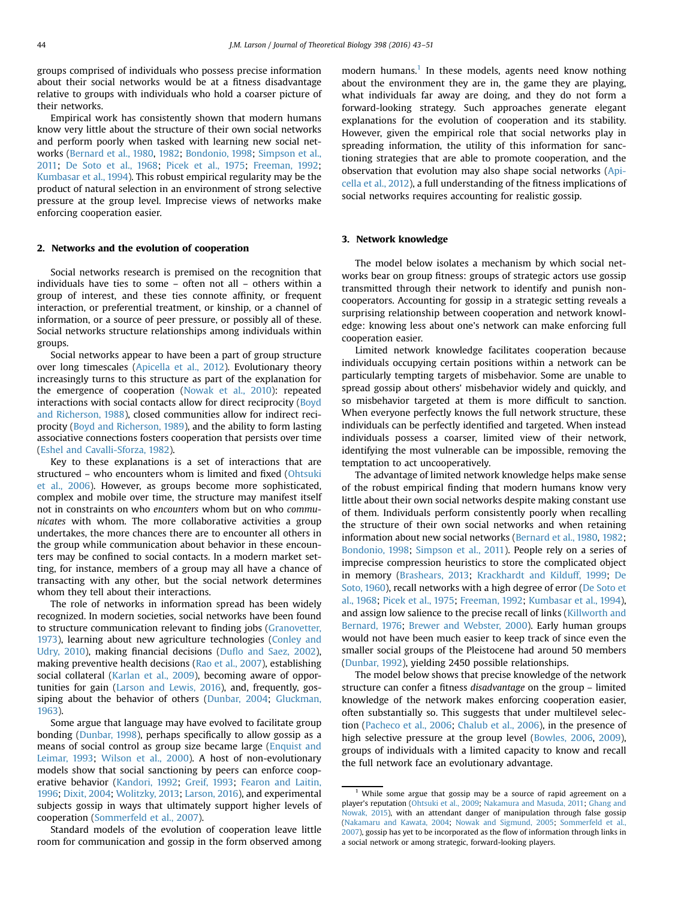groups comprised of individuals who possess precise information about their social networks would be at a fitness disadvantage relative to groups with individuals who hold a coarser picture of their networks.

Empirical work has consistently shown that modern humans know very little about the structure of their own social networks and perform poorly when tasked with learning new social networks (Bernard et al., 1980, 1982; Bondonio, 1998; Simpson et al., 2011; De Soto et al., 1968; Picek et al., 1975; Freeman, 1992; Kumbasar et al., 1994). This robust empirical regularity may be the product of natural selection in an environment of strong selective pressure at the group level. Imprecise views of networks make enforcing cooperation easier.

## 2. Networks and the evolution of cooperation

Social networks research is premised on the recognition that individuals have ties to some – often not all – others within a group of interest, and these ties connote affinity, or frequent interaction, or preferential treatment, or kinship, or a channel of information, or a source of peer pressure, or possibly all of these. Social networks structure relationships among individuals within groups.

Social networks appear to have been a part of group structure over long timescales (Apicella et al., 2012). Evolutionary theory increasingly turns to this structure as part of the explanation for the emergence of cooperation (Nowak et al., 2010): repeated interactions with social contacts allow for direct reciprocity (Boyd and Richerson, 1988), closed communities allow for indirect reciprocity (Boyd and Richerson, 1989), and the ability to form lasting associative connections fosters cooperation that persists over time (Eshel and Cavalli-Sforza, 1982).

Key to these explanations is a set of interactions that are structured – who encounters whom is limited and fixed (Ohtsuki et al., 2006). However, as groups become more sophisticated, complex and mobile over time, the structure may manifest itself not in constraints on who *encounters* whom but on who *communicates* with whom. The more collaborative activities a group undertakes, the more chances there are to encounter all others in the group while communication about behavior in these encounters may be confined to social contacts. In a modern market setting, for instance, members of a group may all have a chance of transacting with any other, but the social network determines whom they tell about their interactions.

The role of networks in information spread has been widely recognized. In modern societies, social networks have been found to structure communication relevant to finding jobs (Granovetter, 1973), learning about new agriculture technologies (Conley and Udry, 2010), making financial decisions (Duflo and Saez, 2002), making preventive health decisions (Rao et al., 2007), establishing social collateral (Karlan et al., 2009), becoming aware of opportunities for gain (Larson and Lewis, 2016), and, frequently, gossiping about the behavior of others (Dunbar, 2004; Gluckman, 1963).

Some argue that language may have evolved to facilitate group bonding (Dunbar, 1998), perhaps specifically to allow gossip as a means of social control as group size became large (Enquist and Leimar, 1993; Wilson et al., 2000). A host of non-evolutionary models show that social sanctioning by peers can enforce cooperative behavior (Kandori, 1992; Greif, 1993; Fearon and Laitin, 1996; Dixit, 2004; Wolitzky, 2013; Larson, 2016), and experimental subjects gossip in ways that ultimately support higher levels of cooperation (Sommerfeld et al., 2007).

Standard models of the evolution of cooperation leave little room for communication and gossip in the form observed among modern humans.[1] In these models, agents need know nothing about the environment they are in, the game they are playing, what individuals far away are doing, and they do not form a forward-looking strategy. Such approaches generate elegant explanations for the evolution of cooperation and its stability. However, given the empirical role that social networks play in spreading information, the utility of this information for sanctioning strategies that are able to promote cooperation, and the observation that evolution may also shape social networks (Apicella et al., 2012), a full understanding of the fitness implications of social networks requires accounting for realistic gossip.

## 3. Network knowledge

The model below isolates a mechanism by which social networks bear on group fitness: groups of strategic actors use gossip transmitted through their network to identify and punish non-cooperators. Accounting for gossip in a strategic setting reveals a surprising relationship between cooperation and network knowledge: knowing less about one's network can make enforcing full cooperation easier.

Limited network knowledge facilitates cooperation because individuals occupying certain positions within a network can be particularly tempting targets of misbehavior. Some are unable to spread gossip about others' misbehavior widely and quickly, and so misbehavior targeted at them is more difficult to sanction. When everyone perfectly knows the full network structure, these individuals can be perfectly identified and targeted. When instead individuals possess a coarser, limited view of their network, identifying the most vulnerable can be impossible, removing the temptation to act uncooperatively.

The advantage of limited network knowledge helps make sense of the robust empirical finding that modern humans know very little about their own social networks despite making constant use of them. Individuals perform consistently poorly when recalling the structure of their own social networks and when retaining information about new social networks (Bernard et al., 1980, 1982; Bondonio, 1998; Simpson et al., 2011). People rely on a series of imprecise compression heuristics to store the complicated object in memory (Brashears, 2013; Krackhardt and Kilduff, 1999; De Soto, 1960), recall networks with a high degree of error (De Soto et al., 1968; Picek et al., 1975; Freeman, 1992; Kumbasar et al., 1994), and assign low salience to the precise recall of links (Killworth and Bernard, 1976; Brewer and Webster, 2000). Early human groups would not have been much easier to keep track of since even the smaller social groups of the Pleistocene had around 50 members (Dunbar, 1992), yielding 2450 possible relationships.

The model below shows that precise knowledge of the network structure can confer a fitness *disadvantage* on the group – limited knowledge of the network makes enforcing cooperation easier, often substantially so. This suggests that under multilevel selection (Pacheco et al., 2006; Chalub et al., 2006), in the presence of high selective pressure at the group level (Bowles, 2006, 2009), groups of individuals with a limited capacity to know and recall the full network face an evolutionary advantage.

[1] While some argue that gossip may be a source of rapid agreement on a player's reputation (Ohtsuki et al., 2009; Nakamura and Masuda, 2011; Ghang and Nowak, 2015), with an attendant danger of manipulation through false gossip (Nakamaru and Kawata, 2004; Nowak and Sigmund, 2005; Sommerfeld et al., 2007), gossip has yet to be incorporated as the flow of information through links in a social network or among strategic, forward-looking players.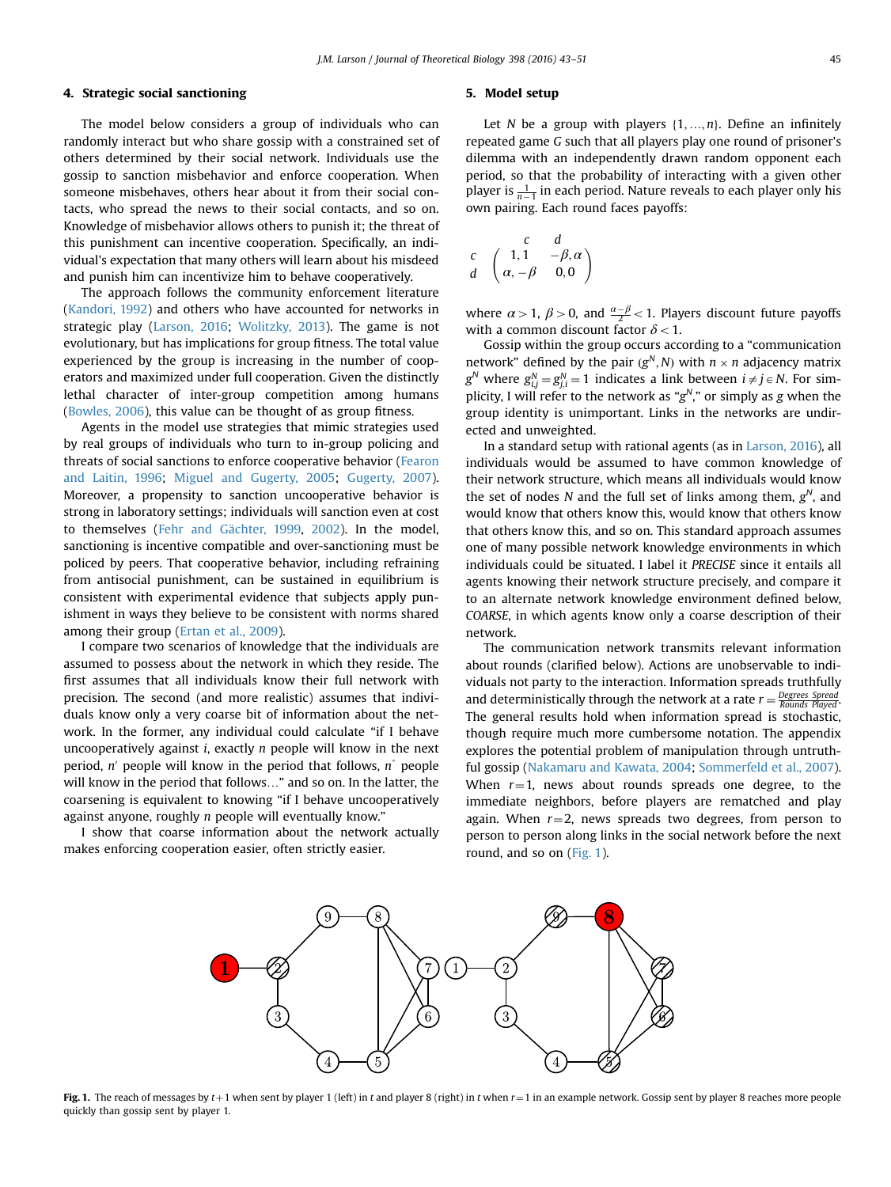## 4. Strategic social sanctioning

The model below considers a group of individuals who can randomly interact but who share gossip with a constrained set of others determined by their social network. Individuals use the gossip to sanction misbehavior and enforce cooperation. When someone misbehaves, others hear about it from their social contacts, who spread the news to their social contacts, and so on. Knowledge of misbehavior allows others to punish it; the threat of this punishment can incentive cooperation. Specifically, an individual's expectation that many others will learn about his misdeed and punish him can incentivize him to behave cooperatively.

The approach follows the community enforcement literature (Kandori, 1992) and others who have accounted for networks in strategic play (Larson, 2016; Wolitzky, 2013). The game is not evolutionary, but has implications for group fitness. The total value experienced by the group is increasing in the number of cooperators and maximized under full cooperation. Given the distinctly lethal character of inter-group competition among humans (Bowles, 2006), this value can be thought of as group fitness.

Agents in the model use strategies that mimic strategies used by real groups of individuals who turn to in-group policing and threats of social sanctions to enforce cooperative behavior (Fearon and Laitin, 1996; Miguel and Gugerty, 2005; Gugerty, 2007). Moreover, a propensity to sanction uncooperative behavior is strong in laboratory settings; individuals will sanction even at cost to themselves (Fehr and Gächter, 1999, 2002). In the model, sanctioning is incentive compatible and over-sanctioning must be policed by peers. That cooperative behavior, including refraining from antisocial punishment, can be sustained in equilibrium is consistent with experimental evidence that subjects apply punishment in ways they believe to be consistent with norms shared among their group (Ertan et al., 2009).

I compare two scenarios of knowledge that the individuals are assumed to possess about the network in which they reside. The first assumes that all individuals know their full network with precision. The second (and more realistic) assumes that individuals know only a very coarse bit of information about the network. In the former, any individual could calculate "if I behave uncooperatively against $i$, exactly $n$ people will know in the next period, $n'$ people will know in the period that follows, $n''$ people will know in the period that follows…" and so on. In the latter, the coarsening is equivalent to knowing "if I behave uncooperatively against anyone, roughly $n$ people will eventually know."

I show that coarse information about the network actually makes enforcing cooperation easier, often strictly easier.

## 5. Model setup

Let $N$ be a group with players $\{1, \ldots, n\}$. Define an infinitely repeated game $G$ such that all players play one round of prisoner's dilemma with an independently drawn random opponent each period, so that the probability of interacting with a given other player is $\frac{1}{n-1}$ in each period. Nature reveals to each player only his own pairing. Each round faces payoffs:

$$\begin{array}{cc} & \begin{array}{cc} c & \quad d \end{array} \\ \begin{array}{c} c \\ d \end{array} & \begin{pmatrix} 1,1 & -\beta,\alpha \\ \alpha,-\beta & 0,0 \end{pmatrix} \end{array}$$

where $\alpha > 1$, $\beta > 0$, and $\frac{\alpha - \beta}{2} < 1$. Players discount future payoffs with a common discount factor $\delta < 1$.

Gossip within the group occurs according to a "communication network" defined by the pair $(g^N, N)$ with $n \times n$ adjacency matrix $g^N$ where $g^N_{i,j} = g^N_{j,i} = 1$ indicates a link between $i \neq j \in N$. For simplicity, I will refer to the network as "$g^N$," or simply as $g$ when the group identity is unimportant. Links in the networks are undirected and unweighted.

In a standard setup with rational agents (as in Larson, 2016), all individuals would be assumed to have common knowledge of their network structure, which means all individuals would know the set of nodes $N$ and the full set of links among them, $g^N$, and would know that others know this, would know that others know that others know this, and so on. This standard approach assumes one of many possible network knowledge environments in which individuals could be situated. I label it *PRECISE* since it entails all agents knowing their network structure precisely, and compare it to an alternate network knowledge environment defined below, *COARSE*, in which agents know only a coarse description of their network.

The communication network transmits relevant information about rounds (clarified below). Actions are unobservable to individuals not party to the interaction. Information spreads truthfully and deterministically through the network at a rate $r = \frac{\text{Degrees Spread}}{\text{Rounds Played}}$. The general results hold when information spread is stochastic, though require much more cumbersome notation. The appendix explores the potential problem of manipulation through untruthful gossip (Nakamaru and Kawata, 2004; Sommerfeld et al., 2007). When $r=1$, news about rounds spreads one degree, to the immediate neighbors, before players are rematched and play again. When $r=2$, news spreads two degrees, from person to person along links in the social network before the next round, and so on (Fig. 1).

**Fig. 1.** The reach of messages by $t+1$ when sent by player 1 (left) in $t$ and player 8 (right) in $t$ when $r=1$ in an example network. Gossip sent by player 8 reaches more people quickly than gossip sent by player 1.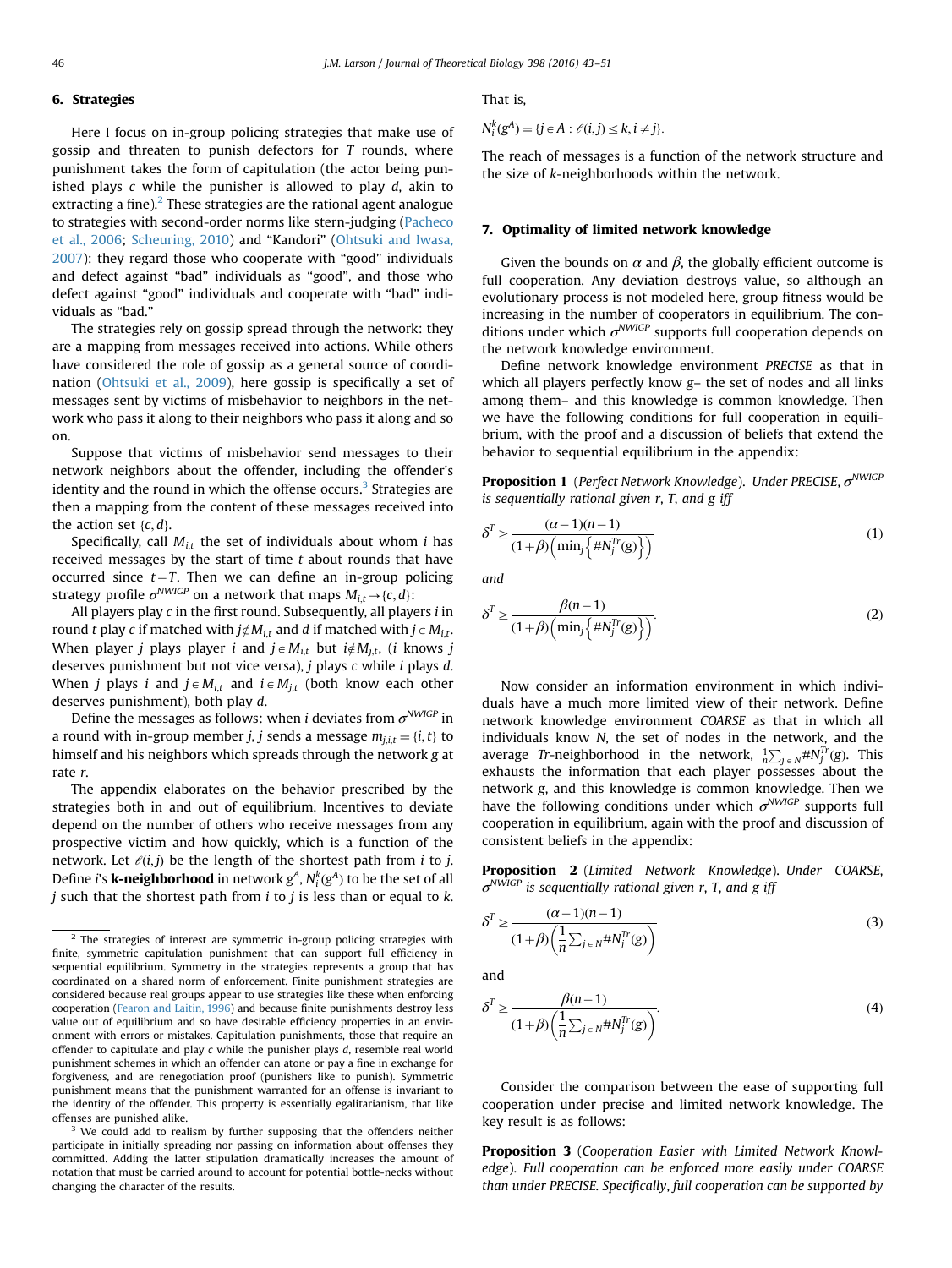## 6. Strategies

Here I focus on in-group policing strategies that make use of gossip and threaten to punish defectors for $T$ rounds, where punishment takes the form of capitulation (the actor being punished plays $c$ while the punisher is allowed to play $d$, akin to extracting a fine).[2] These strategies are the rational agent analogue to strategies with second-order norms like stern-judging (Pacheco et al., 2006; Scheuring, 2010) and "Kandori" (Ohtsuki and Iwasa, 2007): they regard those who cooperate with "good" individuals and defect against "bad" individuals as "good", and those who defect against "good" individuals and cooperate with "bad" individuals as "bad."

The strategies rely on gossip spread through the network: they are a mapping from messages received into actions. While others have considered the role of gossip as a general source of coordination (Ohtsuki et al., 2009), here gossip is specifically a set of messages sent by victims of misbehavior to neighbors in the network who pass it along to their neighbors who pass it along and so on.

Suppose that victims of misbehavior send messages to their network neighbors about the offender, including the offender's identity and the round in which the offense occurs.[3] Strategies are then a mapping from the content of these messages received into the action set $\{c, d\}$.

Specifically, call $M_{i,t}$ the set of individuals about whom $i$ has received messages by the start of time $t$ about rounds that have occurred since $t-T$. Then we can define an in-group policing strategy profile $\sigma^{NWIGP}$ on a network that maps $M_{i,t} \to \{c, d\}$:

All players play $c$ in the first round. Subsequently, all players $i$ in round $t$ play $c$ if matched with $j \notin M_{i,t}$ and $d$ if matched with $j \in M_{i,t}$. When player $j$ plays player $i$ and $j \in M_{i,t}$ but $i \notin M_{j,t}$, ($i$ knows $j$ deserves punishment but not vice versa), $j$ plays $c$ while $i$ plays $d$. When $j$ plays $i$ and $j \in M_{i,t}$ and $i \in M_{j,t}$ (both know each other deserves punishment), both play $d$.

Define the messages as follows: when $i$ deviates from $\sigma^{NWIGP}$ in a round with in-group member $j$, $j$ sends a message $m_{j,i,t} = \{i, t\}$ to himself and his neighbors which spreads through the network $g$ at rate $r$.

The appendix elaborates on the behavior prescribed by the strategies both in and out of equilibrium. Incentives to deviate depend on the number of others who receive messages from any prospective victim and how quickly, which is a function of the network. Let $\ell(i,j)$ be the length of the shortest path from $i$ to $j$. Define $i$'s **k-neighborhood** in network $g^A$, $N_i^k(g^A)$ to be the set of all $j$ such that the shortest path from $i$ to $j$ is less than or equal to $k$. That is,

$N_i^k(g^A) = \{j \in A : \ell(i,j) \le k, i \ne j\}.$

The reach of messages is a function of the network structure and the size of $k$-neighborhoods within the network.

## 7. Optimality of limited network knowledge

Given the bounds on $\alpha$ and $\beta$, the globally efficient outcome is full cooperation. Any deviation destroys value, so although an evolutionary process is not modeled here, group fitness would be increasing in the number of cooperators in equilibrium. The conditions under which $\sigma^{NWIGP}$ supports full cooperation depends on the network knowledge environment.

Define network knowledge environment *PRECISE* as that in which all players perfectly know $g$– the set of nodes and all links among them– and this knowledge is common knowledge. Then we have the following conditions for full cooperation in equilibrium, with the proof and a discussion of beliefs that extend the behavior to sequential equilibrium in the appendix:

**Proposition 1** (*Perfect Network Knowledge*). *Under PRECISE, $\sigma^{NWIGP}$ is sequentially rational given $r$, $T$, and $g$ iff*

$$\delta^T \ge \frac{(\alpha-1)(n-1)}{(1+\beta)\left(\min_j\left\{\#N_j^{Tr}(g)\right\}\right)} \tag{1}$$

*and*

$$\delta^T \ge \frac{\beta(n-1)}{(1+\beta)\left(\min_j\left\{\#N_j^{Tr}(g)\right\}\right)}. \tag{2}$$

Now consider an information environment in which individuals have a much more limited view of their network. Define network knowledge environment *COARSE* as that in which all individuals know $N$, the set of nodes in the network, and the average $Tr$-neighborhood in the network, $\frac{1}{n}\sum_{j\in N}\#N_j^{Tr}(g)$. This exhausts the information that each player possesses about the network $g$, and this knowledge is common knowledge. Then we have the following conditions under which $\sigma^{NWIGP}$ supports full cooperation in equilibrium, again with the proof and discussion of consistent beliefs in the appendix:

**Proposition 2** (*Limited Network Knowledge*). *Under COARSE, $\sigma^{NWIGP}$ is sequentially rational given $r$, $T$, and $g$ iff*

$$\delta^T \ge \frac{(\alpha-1)(n-1)}{(1+\beta)\left(\frac{1}{n}\sum_{j\in N}\#N_j^{Tr}(g)\right)} \tag{3}$$

and

$$\delta^T \ge \frac{\beta(n-1)}{(1+\beta)\left(\frac{1}{n}\sum_{j\in N}\#N_j^{Tr}(g)\right)}. \tag{4}$$

Consider the comparison between the ease of supporting full cooperation under precise and limited network knowledge. The key result is as follows:

**Proposition 3** (*Cooperation Easier with Limited Network Knowledge*). *Full cooperation can be enforced more easily under COARSE than under PRECISE. Specifically, full cooperation can be supported by*

---

[2] The strategies of interest are symmetric in-group policing strategies with finite, symmetric capitulation punishment that can support full efficiency in sequential equilibrium. Symmetry in the strategies represents a group that has coordinated on a shared norm of enforcement. Finite punishment strategies are considered because real groups appear to use strategies like these when enforcing cooperation (Fearon and Laitin, 1996) and because finite punishments destroy less value out of equilibrium and so have desirable efficiency properties in an environment with errors or mistakes. Capitulation punishments, those that require an offender to capitulate and play $c$ while the punisher plays $d$, resemble real world punishment schemes in which an offender can atone or pay a fine in exchange for forgiveness, and are renegotiation proof (punishers like to punish). Symmetric punishment means that the punishment warranted for an offense is invariant to the identity of the offender. This property is essentially egalitarianism, that like offenses are punished alike.

[3] We could add to realism by further supposing that the offenders neither participate in initially spreading nor passing on information about offenses they committed. Adding the latter stipulation dramatically increases the amount of notation that must be carried around to account for potential bottle-necks without changing the character of the results.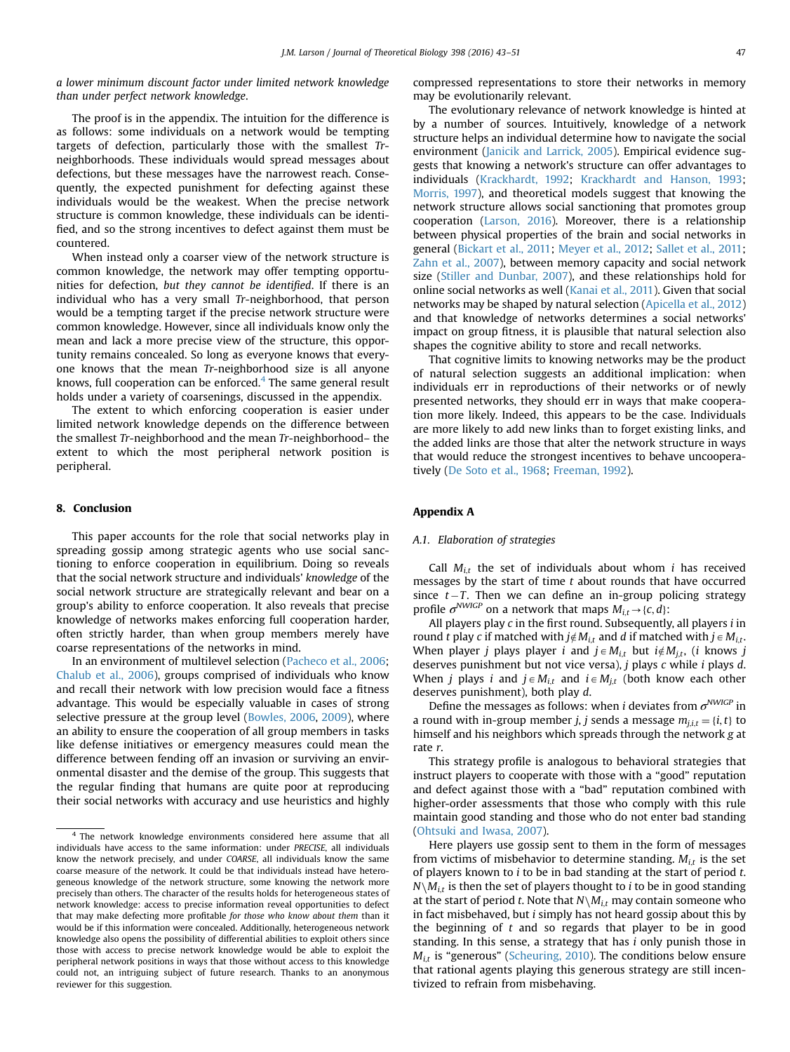*a lower minimum discount factor under limited network knowledge than under perfect network knowledge.*

The proof is in the appendix. The intuition for the difference is as follows: some individuals on a network would be tempting targets of defection, particularly those with the smallest *Tr*-neighborhoods. These individuals would spread messages about defections, but these messages have the narrowest reach. Consequently, the expected punishment for defecting against these individuals would be the weakest. When the precise network structure is common knowledge, these individuals can be identified, and so the strong incentives to defect against them must be countered.

When instead only a coarser view of the network structure is common knowledge, the network may offer tempting opportunities for defection, *but they cannot be identified*. If there is an individual who has a very small *Tr*-neighborhood, that person would be a tempting target if the precise network structure were common knowledge. However, since all individuals know only the mean and lack a more precise view of the structure, this opportunity remains concealed. So long as everyone knows that everyone knows that the mean *Tr*-neighborhood size is all anyone knows, full cooperation can be enforced.[4] The same general result holds under a variety of coarsenings, discussed in the appendix.

The extent to which enforcing cooperation is easier under limited network knowledge depends on the difference between the smallest *Tr*-neighborhood and the mean *Tr*-neighborhood– the extent to which the most peripheral network position is peripheral.

## 8. Conclusion

This paper accounts for the role that social networks play in spreading gossip among strategic agents who use social sanctioning to enforce cooperation in equilibrium. Doing so reveals that the social network structure and individuals' *knowledge* of the social network structure are strategically relevant and bear on a group's ability to enforce cooperation. It also reveals that precise knowledge of networks makes enforcing full cooperation harder, often strictly harder, than when group members merely have coarse representations of the networks in mind.

In an environment of multilevel selection (Pacheco et al., 2006; Chalub et al., 2006), groups comprised of individuals who know and recall their network with low precision would face a fitness advantage. This would be especially valuable in cases of strong selective pressure at the group level (Bowles, 2006, 2009), where an ability to ensure the cooperation of all group members in tasks like defense initiatives or emergency measures could mean the difference between fending off an invasion or surviving an environmental disaster and the demise of the group. This suggests that the regular finding that humans are quite poor at reproducing their social networks with accuracy and use heuristics and highly compressed representations to store their networks in memory may be evolutionarily relevant.

The evolutionary relevance of network knowledge is hinted at by a number of sources. Intuitively, knowledge of a network structure helps an individual determine how to navigate the social environment (Janicik and Larrick, 2005). Empirical evidence suggests that knowing a network's structure can offer advantages to individuals (Krackhardt, 1992; Krackhardt and Hanson, 1993; Morris, 1997), and theoretical models suggest that knowing the network structure allows social sanctioning that promotes group cooperation (Larson, 2016). Moreover, there is a relationship between physical properties of the brain and social networks in general (Bickart et al., 2011; Meyer et al., 2012; Sallet et al., 2011; Zahn et al., 2007), between memory capacity and social network size (Stiller and Dunbar, 2007), and these relationships hold for online social networks as well (Kanai et al., 2011). Given that social networks may be shaped by natural selection (Apicella et al., 2012) and that knowledge of networks determines a social networks' impact on group fitness, it is plausible that natural selection also shapes the cognitive ability to store and recall networks.

That cognitive limits to knowing networks may be the product of natural selection suggests an additional implication: when individuals err in reproductions of their networks or of newly presented networks, they should err in ways that make cooperation more likely. Indeed, this appears to be the case. Individuals are more likely to add new links than to forget existing links, and the added links are those that alter the network structure in ways that would reduce the strongest incentives to behave uncooperatively (De Soto et al., 1968; Freeman, 1992).

## Appendix A

### A.1. Elaboration of strategies

Call $M_{i,t}$ the set of individuals about whom $i$ has received messages by the start of time $t$ about rounds that have occurred since $t-T$. Then we can define an in-group policing strategy profile $\sigma^{NWIGP}$ on a network that maps $M_{i,t} \rightarrow \{c, d\}$:

All players play $c$ in the first round. Subsequently, all players $i$ in round $t$ play $c$ if matched with $j \notin M_{i,t}$ and $d$ if matched with $j \in M_{i,t}$. When player $j$ plays player $i$ and $j \in M_{i,t}$ but $i \notin M_{j,t}$, ($i$ knows $j$ deserves punishment but not vice versa), $j$ plays $c$ while $i$ plays $d$. When $j$ plays $i$ and $j \in M_{i,t}$ and $i \in M_{j,t}$ (both know each other deserves punishment), both play $d$.

Define the messages as follows: when $i$ deviates from $\sigma^{NWIGP}$ in a round with in-group member $j$, $j$ sends a message $m_{j,i,t} = \{i, t\}$ to himself and his neighbors which spreads through the network $g$ at rate $r$.

This strategy profile is analogous to behavioral strategies that instruct players to cooperate with those with a "good" reputation and defect against those with a "bad" reputation combined with higher-order assessments that those who comply with this rule maintain good standing and those who do not enter bad standing (Ohtsuki and Iwasa, 2007).

Here players use gossip sent to them in the form of messages from victims of misbehavior to determine standing. $M_{i,t}$ is the set of players known to $i$ to be in bad standing at the start of period $t$. $N \backslash M_{i,t}$ is then the set of players thought to $i$ to be in good standing at the start of period $t$. Note that $N \backslash M_{i,t}$ may contain someone who in fact misbehaved, but $i$ simply has not heard gossip about this by the beginning of $t$ and so regards that player to be in good standing. In this sense, a strategy that has $i$ only punish those in $M_{i,t}$ is "generous" (Scheuring, 2010). The conditions below ensure that rational agents playing this generous strategy are still incentivized to refrain from misbehaving.

---

[4] The network knowledge environments considered here assume that all individuals have access to the same information: under *PRECISE*, all individuals know the network precisely, and under *COARSE*, all individuals know the same coarse measure of the network. It could be that individuals instead have heterogeneous knowledge of the network structure, some knowing the network more precisely than others. The character of the results holds for heterogeneous states of network knowledge: access to precise information reveal opportunities to defect that may make defecting more profitable *for those who know about them* than it would be if this information were concealed. Additionally, heterogeneous network knowledge also opens the possibility of differential abilities to exploit others since those with access to precise network knowledge would be able to exploit the peripheral network positions in ways that those without access to this knowledge could not, an intriguing subject of future research. Thanks to an anonymous reviewer for this suggestion.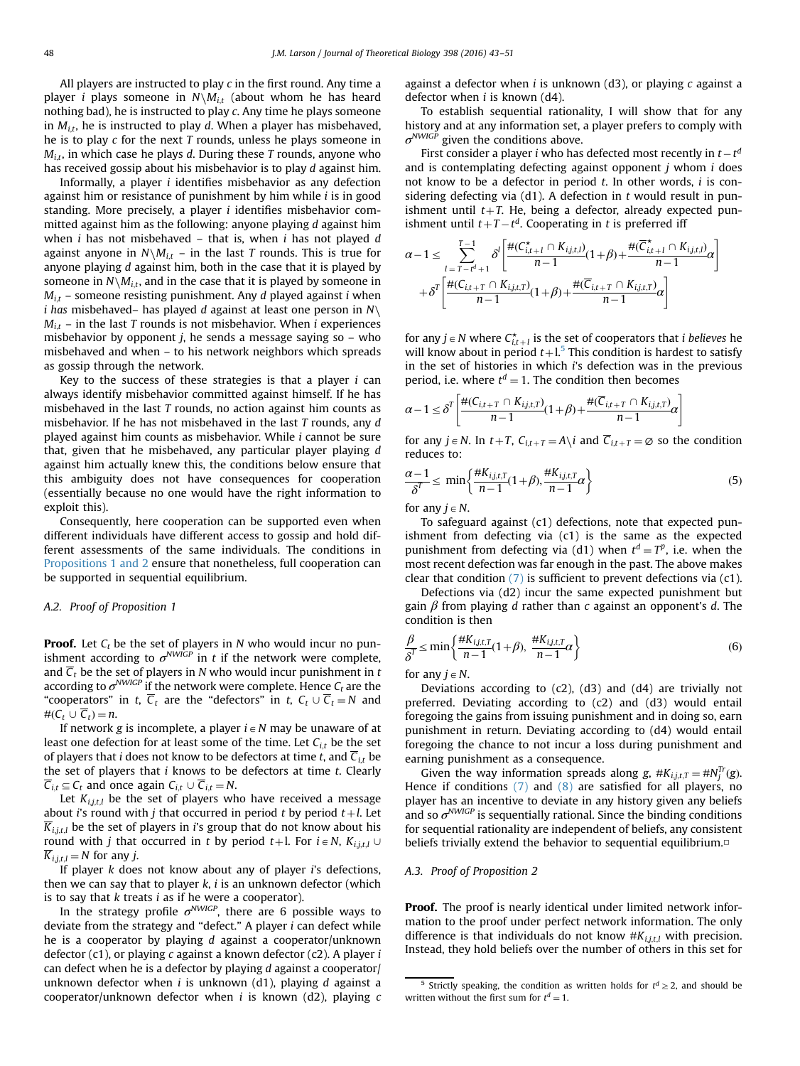All players are instructed to play $c$ in the first round. Any time a player $i$ plays someone in $N \backslash M_{i,t}$ (about whom he has heard nothing bad), he is instructed to play $c$. Any time he plays someone in $M_{i,t}$, he is instructed to play $d$. When a player has misbehaved, he is to play $c$ for the next $T$ rounds, unless he plays someone in $M_{i,t}$, in which case he plays $d$. During these $T$ rounds, anyone who has received gossip about his misbehavior is to play $d$ against him.

Informally, a player $i$ identifies misbehavior as any defection against him or resistance of punishment by him while $i$ is in good standing. More precisely, a player $i$ identifies misbehavior committed against him as the following: anyone playing $d$ against him when $i$ has not misbehaved – that is, when $i$ has not played $d$ against anyone in $N \backslash M_{i,t}$ – in the last $T$ rounds. This is true for anyone playing $d$ against him, both in the case that it is played by someone in $N \backslash M_{i,t}$, and in the case that it is played by someone in $M_{i,t}$ – someone resisting punishment. Any $d$ played against $i$ when $i$ *has* misbehaved– has played $d$ against at least one person in $N \backslash M_{i,t}$ – in the last $T$ rounds is not misbehavior. When $i$ experiences misbehavior by opponent $j$, he sends a message saying so – who misbehaved and when – to his network neighbors which spreads as gossip through the network.

Key to the success of these strategies is that a player $i$ can always identify misbehavior committed against himself. If he has misbehaved in the last $T$ rounds, no action against him counts as misbehavior. If he has not misbehaved in the last $T$ rounds, any $d$ played against him counts as misbehavior. While $i$ cannot be sure that, given that he misbehaved, any particular player playing $d$ against him actually knew this, the conditions below ensure that this ambiguity does not have consequences for cooperation (essentially because no one would have the right information to exploit this).

Consequently, here cooperation can be supported even when different individuals have different access to gossip and hold different assessments of the same individuals. The conditions in Propositions 1 and 2 ensure that nonetheless, full cooperation can be supported in sequential equilibrium.

### A.2. Proof of Proposition 1

**Proof.** Let $C_t$ be the set of players in $N$ who would incur no punishment according to $\sigma^{NWIGP}$ in $t$ if the network were complete, and $\overline{C}_t$ be the set of players in $N$ who would incur punishment in $t$ according to $\sigma^{NWIGP}$ if the network were complete. Hence $C_t$ are the "cooperators" in $t$, $\overline{C}_t$ are the "defectors" in $t$, $C_t \cup \overline{C}_t = N$ and $\#(C_t \cup \overline{C}_t) = n$.

If network $g$ is incomplete, a player $i \in N$ may be unaware of at least one defection for at least some of the time. Let $C_{i,t}$ be the set of players that $i$ does not know to be defectors at time $t$, and $\overline{C}_{i,t}$ be the set of players that $i$ knows to be defectors at time $t$. Clearly $\overline{C}_{i,t} \subseteq C_t$ and once again $C_{i,t} \cup \overline{C}_{i,t} = N$.

Let $K_{i,j,t,l}$ be the set of players who have received a message about $i$'s round with $j$ that occurred in period $t$ by period $t+l$. Let $\overline{K}_{i,j,t,l}$ be the set of players in $i$'s group that do not know about his round with $j$ that occurred in $t$ by period $t+$l. For $i \in N$, $K_{i,j,t,l} \cup \overline{K}_{i,j,t,l} = N$ for any $j$.

If player $k$ does not know about any of player $i$'s defections, then we can say that to player $k$, $i$ is an unknown defector (which is to say that $k$ treats $i$ as if he were a cooperator).

In the strategy profile $\sigma^{NWIGP}$, there are 6 possible ways to deviate from the strategy and "defect." A player $i$ can defect while he is a cooperator by playing $d$ against a cooperator/unknown defector (c1), or playing $c$ against a known defector (c2). A player $i$ can defect when he is a defector by playing $d$ against a cooperator/unknown defector when $i$ is unknown (d1), playing $d$ against a cooperator/unknown defector when $i$ is known (d2), playing $c$ against a defector when $i$ is unknown (d3), or playing $c$ against a defector when $i$ is known (d4).

To establish sequential rationality, I will show that for any history and at any information set, a player prefers to comply with $\sigma^{NWIGP}$ given the conditions above.

First consider a player $i$ who has defected most recently in $t-t^d$ and is contemplating defecting against opponent $j$ whom $i$ does not know to be a defector in period $t$. In other words, $i$ is considering defecting via (d1). A defection in $t$ would result in punishment until $t+T$. He, being a defector, already expected punishment until $t+T-t^d$. Cooperating in $t$ is preferred iff

$$\alpha - 1 \leq \sum_{l=T-t^d+1}^{T-1} \delta^l \left[ \frac{\#(C^{\star}_{i,t+l} \cap K_{i,j,t,l})}{n-1}(1+\beta) + \frac{\#(\overline{C}^{\star}_{i,t+l} \cap K_{i,j,t,l})}{n-1}\alpha \right] + \delta^T \left[ \frac{\#(C_{i,t+T} \cap K_{i,j,t,T})}{n-1}(1+\beta) + \frac{\#(\overline{C}_{i,t+T} \cap K_{i,j,t,T})}{n-1}\alpha \right]$$

for any $j \in N$ where $C^{\star}_{i,t+l}$ is the set of cooperators that $i$ *believes* he will know about in period $t+$l.[5] This condition is hardest to satisfy in the set of histories in which $i$'s defection was in the previous period, i.e. where $t^d = 1$. The condition then becomes

$$\alpha - 1 \leq \delta^T \left[ \frac{\#(C_{i,t+T} \cap K_{i,j,t,T})}{n-1}(1+\beta) + \frac{\#(\overline{C}_{i,t+T} \cap K_{i,j,t,T})}{n-1}\alpha \right]$$

for any $j \in N$. In $t+T$, $C_{i,t+T} = A \backslash i$ and $\overline{C}_{i,t+T} = \varnothing$ so the condition reduces to:

$$\frac{\alpha-1}{\delta^T} \leq \min \left\{ \frac{\#K_{i,j,t,T}}{n-1}(1+\beta), \frac{\#K_{i,j,t,T}}{n-1}\alpha \right\} \tag{5}$$

for any $j \in N$.

To safeguard against (c1) defections, note that expected punishment from defecting via (c1) is the same as the expected punishment from defecting via (d1) when $t^d = T^p$, i.e. when the most recent defection was far enough in the past. The above makes clear that condition (7) is sufficient to prevent defections via (c1).

Defections via (d2) incur the same expected punishment but gain $\beta$ from playing $d$ rather than $c$ against an opponent's $d$. The condition is then

$$\frac{\beta}{\delta^T} \leq \min \left\{ \frac{\#K_{i,j,t,T}}{n-1}(1+\beta), \ \frac{\#K_{i,j,t,T}}{n-1}\alpha \right\} \tag{6}$$

for any $j \in N$.

Deviations according to (c2), (d3) and (d4) are trivially not preferred. Deviating according to (c2) and (d3) would entail foregoing the gains from issuing punishment and in doing so, earn punishment in return. Deviating according to (d4) would entail foregoing the chance to not incur a loss during punishment and earning punishment as a consequence.

Given the way information spreads along $g$, $\#K_{i,j,t,T} = \#N_j^{Tr}(g)$. Hence if conditions (7) and (8) are satisfied for all players, no player has an incentive to deviate in any history given any beliefs and so $\sigma^{NWIGP}$ is sequentially rational. Since the binding conditions for sequential rationality are independent of beliefs, any consistent beliefs trivially extend the behavior to sequential equilibrium.□

### A.3. Proof of Proposition 2

**Proof.** The proof is nearly identical under limited network information to the proof under perfect network information. The only difference is that individuals do not know $\#K_{i,j,t,l}$ with precision. Instead, they hold beliefs over the number of others in this set for

[5] Strictly speaking, the condition as written holds for $t^d \geq 2$, and should be written without the first sum for $t^d = 1$.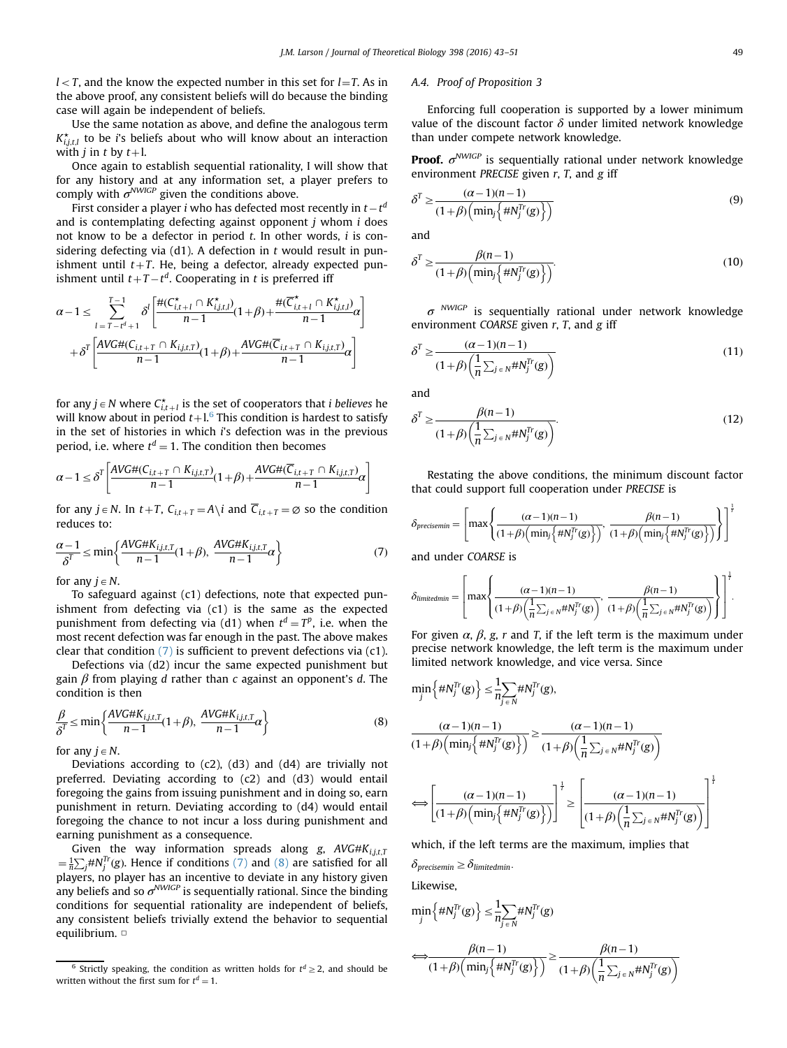$l < T$, and the know the expected number in this set for $l = T$. As in the above proof, any consistent beliefs will do because the binding case will again be independent of beliefs.

Use the same notation as above, and define the analogous term $K^{\star}_{i,j,t,l}$ to be $i$'s beliefs about who will know about an interaction with $j$ in $t$ by $t+l$.

Once again to establish sequential rationality, I will show that for any history and at any information set, a player prefers to comply with $\sigma^{NWIGP}$ given the conditions above.

First consider a player $i$ who has defected most recently in $t-t^d$ and is contemplating defecting against opponent $j$ whom $i$ does not know to be a defector in period $t$. In other words, $i$ is considering defecting via (d1). A defection in $t$ would result in punishment until $t+T$. He, being a defector, already expected punishment until $t+T-t^d$. Cooperating in $t$ is preferred iff

$$\alpha - 1 \leq \sum_{l=T-t^d+1}^{T-1} \delta^l \left[ \frac{\#(C^{\star}_{i,t+l} \cap K^{\star}_{i,j,t,l})}{n-1}(1+\beta) + \frac{\#(\overline{C}^{\star}_{i,t+l} \cap K^{\star}_{i,j,t,l})}{n-1}\alpha \right] + \delta^T \left[ \frac{AVG\#(C_{i,t+T} \cap K_{i,j,t,T})}{n-1}(1+\beta) + \frac{AVG\#(\overline{C}_{i,t+T} \cap K_{i,j,t,T})}{n-1}\alpha \right]$$

for any $j \in N$ where $C^{\star}_{i,t+l}$ is the set of cooperators that $i$ *believes* he will know about in period $t+l$.[6] This condition is hardest to satisfy in the set of histories in which $i$'s defection was in the previous period, i.e. where $t^d = 1$. The condition then becomes

$$\alpha - 1 \leq \delta^T \left[ \frac{AVG\#(C_{i,t+T} \cap K_{i,j,t,T})}{n-1}(1+\beta) + \frac{AVG\#(\overline{C}_{i,t+T} \cap K_{i,j,t,T})}{n-1}\alpha \right]$$

for any $j \in N$. In $t+T$, $C_{i,t+T} = A \backslash i$ and $\overline{C}_{i,t+T} = \varnothing$ so the condition reduces to:

$$\frac{\alpha-1}{\delta^T} \leq \min\left\{ \frac{AVG\#K_{i,j,t,T}}{n-1}(1+\beta),\ \frac{AVG\#K_{i,j,t,T}}{n-1}\alpha \right\} \tag{7}$$

for any $j \in N$.

To safeguard against (c1) defections, note that expected punishment from defecting via (c1) is the same as the expected punishment from defecting via (d1) when $t^d = T^p$, i.e. when the most recent defection was far enough in the past. The above makes clear that condition (7) is sufficient to prevent defections via (c1).

Defections via (d2) incur the same expected punishment but gain $\beta$ from playing $d$ rather than $c$ against an opponent's $d$. The condition is then

$$\frac{\beta}{\delta^T} \leq \min\left\{ \frac{AVG\#K_{i,j,t,T}}{n-1}(1+\beta),\ \frac{AVG\#K_{i,j,t,T}}{n-1}\alpha \right\} \tag{8}$$

for any $j \in N$.

Deviations according to (c2), (d3) and (d4) are trivially not preferred. Deviating according to (c2) and (d3) would entail foregoing the gains from issuing punishment and in doing so, earn punishment in return. Deviating according to (d4) would entail foregoing the chance to not incur a loss during punishment and earning punishment as a consequence.

Given the way information spreads along $g$, $AVG\#K_{i,j,t,T} = \frac{1}{n}\sum_j \#N_j^{Tr}(g)$. Hence if conditions (7) and (8) are satisfied for all players, no player has an incentive to deviate in any history given any beliefs and so $\sigma^{NWIGP}$ is sequentially rational. Since the binding conditions for sequential rationality are independent of beliefs, any consistent beliefs trivially extend the behavior to sequential equilibrium. □

### A.4. Proof of Proposition 3

Enforcing full cooperation is supported by a lower minimum value of the discount factor $\delta$ under limited network knowledge than under compete network knowledge.

**Proof.** $\sigma^{NWIGP}$ is sequentially rational under network knowledge environment *PRECISE* given $r$, $T$, and $g$ iff

$$\delta^T \geq \frac{(\alpha-1)(n-1)}{(1+\beta)\left(\min_j\left\{\#N_j^{Tr}(g)\right\}\right)} \tag{9}$$

and

$$\delta^T \geq \frac{\beta(n-1)}{(1+\beta)\left(\min_j\left\{\#N_j^{Tr}(g)\right\}\right)}. \tag{10}$$

$\sigma^{NWIGP}$ is sequentially rational under network knowledge environment *COARSE* given $r$, $T$, and $g$ iff

$$\delta^T \geq \frac{(\alpha-1)(n-1)}{(1+\beta)\left(\frac{1}{n}\sum_{j\in N}\#N_j^{Tr}(g)\right)} \tag{11}$$

and

$$\delta^T \geq \frac{\beta(n-1)}{(1+\beta)\left(\frac{1}{n}\sum_{j\in N}\#N_j^{Tr}(g)\right)}. \tag{12}$$

Restating the above conditions, the minimum discount factor that could support full cooperation under *PRECISE* is

$$\delta_{precisemin} = \left[ \max\left\{ \frac{(\alpha-1)(n-1)}{(1+\beta)\left(\min_j\left\{\#N_j^{Tr}(g)\right\}\right)},\ \frac{\beta(n-1)}{(1+\beta)\left(\min_j\left\{\#N_j^{Tr}(g)\right\}\right)} \right\} \right]^{\frac{1}{T}}$$

and under *COARSE* is

$$\delta_{limitedmin} = \left[ \max\left\{ \frac{(\alpha-1)(n-1)}{(1+\beta)\left(\frac{1}{n}\sum_{j\in N}\#N_j^{Tr}(g)\right)},\ \frac{\beta(n-1)}{(1+\beta)\left(\frac{1}{n}\sum_{j\in N}\#N_j^{Tr}(g)\right)} \right\} \right]^{\frac{1}{T}}.$$

For given $\alpha$, $\beta$, $g$, $r$ and $T$, if the left term is the maximum under precise network knowledge, the left term is the maximum under limited network knowledge, and vice versa. Since

$$\min_j\left\{\#N_j^{Tr}(g)\right\} \leq \frac{1}{n}\sum_{j\in N}\#N_j^{Tr}(g),$$

$$\frac{(\alpha-1)(n-1)}{(1+\beta)\left(\min_j\left\{\#N_j^{Tr}(g)\right\}\right)} \geq \frac{(\alpha-1)(n-1)}{(1+\beta)\left(\frac{1}{n}\sum_{j\in N}\#N_j^{Tr}(g)\right)}$$

$$\iff \left[\frac{(\alpha-1)(n-1)}{(1+\beta)\left(\min_j\left\{\#N_j^{Tr}(g)\right\}\right)}\right]^{\frac{1}{T}} \geq \left[\frac{(\alpha-1)(n-1)}{(1+\beta)\left(\frac{1}{n}\sum_{j\in N}\#N_j^{Tr}(g)\right)}\right]^{\frac{1}{T}}$$

which, if the left terms are the maximum, implies that

$\delta_{precisemin} \geq \delta_{limitedmin}$.

Likewise,

$$\min_j\left\{\#N_j^{Tr}(g)\right\} \leq \frac{1}{n}\sum_{j\in N}\#N_j^{Tr}(g)$$

$$\iff \frac{\beta(n-1)}{(1+\beta)\left(\min_j\left\{\#N_j^{Tr}(g)\right\}\right)} \geq \frac{\beta(n-1)}{(1+\beta)\left(\frac{1}{n}\sum_{j\in N}\#N_j^{Tr}(g)\right)}$$

[6] Strictly speaking, the condition as written holds for $t^d \geq 2$, and should be written without the first sum for $t^d = 1$.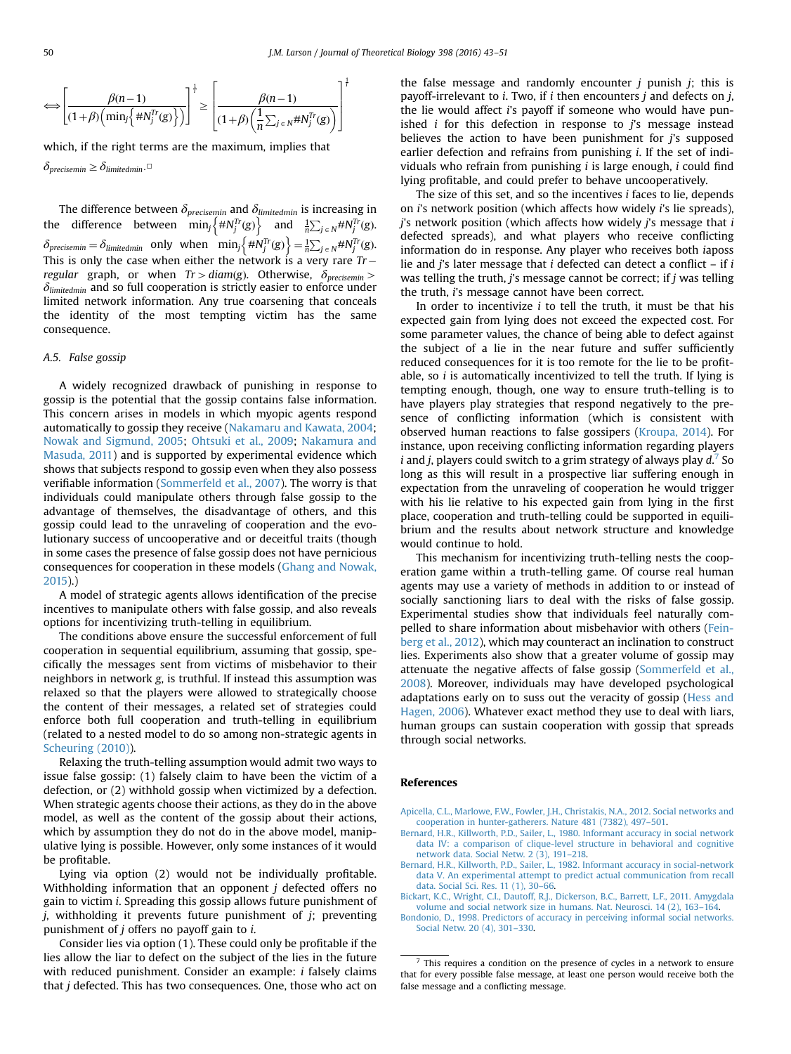$$\Longleftrightarrow \left[\frac{\beta(n-1)}{(1+\beta)\left(\min_j\left\{\#N_j^{Tr}(g)\right\}\right)}\right]^{\frac{1}{T}} \geq \left[\frac{\beta(n-1)}{(1+\beta)\left(\frac{1}{n}\sum_{j\in N}\#N_j^{Tr}(g)\right)}\right]^{\frac{1}{T}}$$

which, if the right terms are the maximum, implies that

$\delta_{precisemin} \geq \delta_{limitedmin}$.□

The difference between $\delta_{precisemin}$ and $\delta_{limitedmin}$ is increasing in the difference between $\min_j\left\{\#N_j^{Tr}(g)\right\}$ and $\frac{1}{n}\sum_{j\in N}\#N_j^{Tr}(g)$. $\delta_{precisemin} = \delta_{limitedmin}$ only when $\min_j\left\{\#N_j^{Tr}(g)\right\} = \frac{1}{n}\sum_{j\in N}\#N_j^{Tr}(g)$. This is only the case when either the network is a very rare $Tr-$*regular* graph, or when $Tr > diam(g)$. Otherwise, $\delta_{precisemin} > \delta_{limitedmin}$ and so full cooperation is strictly easier to enforce under limited network information. Any true coarsening that conceals the identity of the most tempting victim has the same consequence.

### A.5. False gossip

A widely recognized drawback of punishing in response to gossip is the potential that the gossip contains false information. This concern arises in models in which myopic agents respond automatically to gossip they receive (Nakamaru and Kawata, 2004; Nowak and Sigmund, 2005; Ohtsuki et al., 2009; Nakamura and Masuda, 2011) and is supported by experimental evidence which shows that subjects respond to gossip even when they also possess verifiable information (Sommerfeld et al., 2007). The worry is that individuals could manipulate others through false gossip to the advantage of themselves, the disadvantage of others, and this gossip could lead to the unraveling of cooperation and the evolutionary success of uncooperative and or deceitful traits (though in some cases the presence of false gossip does not have pernicious consequences for cooperation in these models (Ghang and Nowak, 2015).)

A model of strategic agents allows identification of the precise incentives to manipulate others with false gossip, and also reveals options for incentivizing truth-telling in equilibrium.

The conditions above ensure the successful enforcement of full cooperation in sequential equilibrium, assuming that gossip, specifically the messages sent from victims of misbehavior to their neighbors in network *g*, is truthful. If instead this assumption was relaxed so that the players were allowed to strategically choose the content of their messages, a related set of strategies could enforce both full cooperation and truth-telling in equilibrium (related to a nested model to do so among non-strategic agents in Scheuring (2010)).

Relaxing the truth-telling assumption would admit two ways to issue false gossip: (1) falsely claim to have been the victim of a defection, or (2) withhold gossip when victimized by a defection. When strategic agents choose their actions, as they do in the above model, as well as the content of the gossip about their actions, which by assumption they do not do in the above model, manipulative lying is possible. However, only some instances of it would be profitable.

Lying via option (2) would not be individually profitable. Withholding information that an opponent *j* defected offers no gain to victim *i*. Spreading this gossip allows future punishment of *j*, withholding it prevents future punishment of *j*; preventing punishment of *j* offers no payoff gain to *i*.

Consider lies via option (1). These could only be profitable if the lies allow the liar to defect on the subject of the lies in the future with reduced punishment. Consider an example: *i* falsely claims that *j* defected. This has two consequences. One, those who act on the false message and randomly encounter *j* punish *j*; this is payoff-irrelevant to *i*. Two, if *i* then encounters *j* and defects on *j*, the lie would affect *i*'s payoff if someone who would have punished *i* for this defection in response to *j*'s message instead believes the action to have been punishment for *j*'s supposed earlier defection and refrains from punishing *i*. If the set of individuals who refrain from punishing *i* is large enough, *i* could find lying profitable, and could prefer to behave uncooperatively.

The size of this set, and so the incentives *i* faces to lie, depends on *i*'s network position (which affects how widely *i*'s lie spreads), *j*'s network position (which affects how widely *j*'s message that *i* defected spreads), and what players who receive conflicting information do in response. Any player who receives both *i*aposs lie and *j*'s later message that *i* defected can detect a conflict – if *i* was telling the truth, *j*'s message cannot be correct; if *j* was telling the truth, *i*'s message cannot have been correct.

In order to incentivize *i* to tell the truth, it must be that his expected gain from lying does not exceed the expected cost. For some parameter values, the chance of being able to defect against the subject of a lie in the near future and suffer sufficiently reduced consequences for it is too remote for the lie to be profitable, so *i* is automatically incentivized to tell the truth. If lying is tempting enough, though, one way to ensure truth-telling is to have players play strategies that respond negatively to the presence of conflicting information (which is consistent with observed human reactions to false gossipers (Kroupa, 2014). For instance, upon receiving conflicting information regarding players *i* and *j*, players could switch to a grim strategy of always play *d*.[7] So long as this will result in a prospective liar suffering enough in expectation from the unraveling of cooperation he would trigger with his lie relative to his expected gain from lying in the first place, cooperation and truth-telling could be supported in equilibrium and the results about network structure and knowledge would continue to hold.

This mechanism for incentivizing truth-telling nests the cooperation game within a truth-telling game. Of course real human agents may use a variety of methods in addition to or instead of socially sanctioning liars to deal with the risks of false gossip. Experimental studies show that individuals feel naturally compelled to share information about misbehavior with others (Feinberg et al., 2012), which may counteract an inclination to construct lies. Experiments also show that a greater volume of gossip may attenuate the negative affects of false gossip (Sommerfeld et al., 2008). Moreover, individuals may have developed psychological adaptations early on to suss out the veracity of gossip (Hess and Hagen, 2006). Whatever exact method they use to deal with liars, human groups can sustain cooperation with gossip that spreads through social networks.

## References

Apicella, C.L., Marlowe, F.W., Fowler, J.H., Christakis, N.A., 2012. Social networks and cooperation in hunter-gatherers. Nature 481 (7382), 497–501.

Bernard, H.R., Killworth, P.D., Sailer, L., 1980. Informant accuracy in social network data IV: a comparison of clique-level structure in behavioral and cognitive network data. Social Netw. 2 (3), 191–218.

Bernard, H.R., Killworth, P.D., Sailer, L., 1982. Informant accuracy in social-network data V. An experimental attempt to predict actual communication from recall data. Social Sci. Res. 11 (1), 30–66.

Bickart, K.C., Wright, C.I., Dautoff, R.J., Dickerson, B.C., Barrett, L.F., 2011. Amygdala volume and social network size in humans. Nat. Neurosci. 14 (2), 163–164.

Bondonio, D., 1998. Predictors of accuracy in perceiving informal social networks. Social Netw. 20 (4), 301–330.

[7] This requires a condition on the presence of cycles in a network to ensure that for every possible false message, at least one person would receive both the false message and a conflicting message.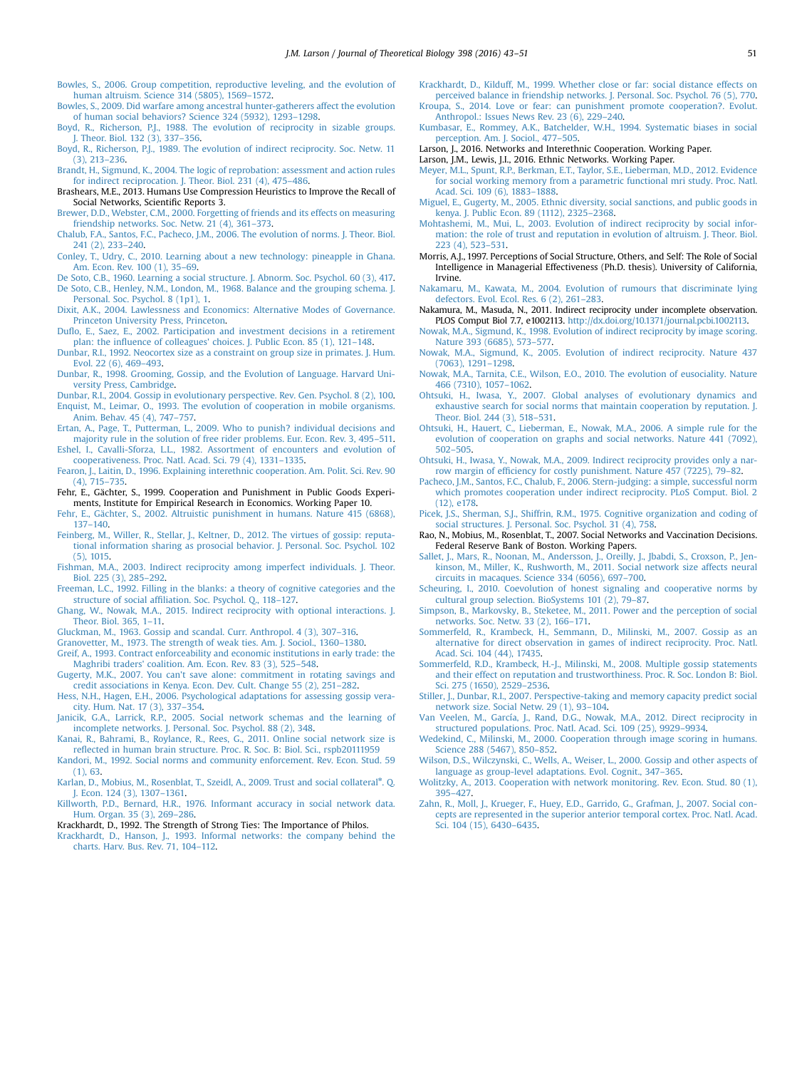Bowles, S., 2006. Group competition, reproductive leveling, and the evolution of human altruism. Science 314 (5805), 1569–1572.

Bowles, S., 2009. Did warfare among ancestral hunter-gatherers affect the evolution of human social behaviors? Science 324 (5932), 1293–1298.

Boyd, R., Richerson, P.J., 1988. The evolution of reciprocity in sizable groups. J. Theor. Biol. 132 (3), 337–356.

Boyd, R., Richerson, P.J., 1989. The evolution of indirect reciprocity. Soc. Netw. 11 (3), 213–236.

Brandt, H., Sigmund, K., 2004. The logic of reprobation: assessment and action rules for indirect reciprocation. J. Theor. Biol. 231 (4), 475–486.

Brashears, M.E., 2013. Humans Use Compression Heuristics to Improve the Recall of Social Networks, Scientific Reports 3.

Brewer, D.D., Webster, C.M., 2000. Forgetting of friends and its effects on measuring friendship networks. Soc. Netw. 21 (4), 361–373.

Chalub, F.A., Santos, F.C., Pacheco, J.M., 2006. The evolution of norms. J. Theor. Biol. 241 (2), 233–240.

Conley, T., Udry, C., 2010. Learning about a new technology: pineapple in Ghana. Am. Econ. Rev. 100 (1), 35–69.

De Soto, C.B., 1960. Learning a social structure. J. Abnorm. Soc. Psychol. 60 (3), 417.

De Soto, C.B., Henley, N.M., London, M., 1968. Balance and the grouping schema. J. Personal. Soc. Psychol. 8 (1p1), 1.

Dixit, A.K., 2004. Lawlessness and Economics: Alternative Modes of Governance. Princeton University Press, Princeton.

Duflo, E., Saez, E., 2002. Participation and investment decisions in a retirement plan: the influence of colleagues' choices. J. Public Econ. 85 (1), 121–148.

Dunbar, R.I., 1992. Neocortex size as a constraint on group size in primates. J. Hum. Evol. 22 (6), 469–493.

Dunbar, R., 1998. Grooming, Gossip, and the Evolution of Language. Harvard University Press, Cambridge.

Dunbar, R.I., 2004. Gossip in evolutionary perspective. Rev. Gen. Psychol. 8 (2), 100.

Enquist, M., Leimar, O., 1993. The evolution of cooperation in mobile organisms. Anim. Behav. 45 (4), 747–757.

Ertan, A., Page, T., Putterman, L., 2009. Who to punish? individual decisions and majority rule in the solution of free rider problems. Eur. Econ. Rev. 3, 495–511.

Eshel, I., Cavalli-Sforza, L.L., 1982. Assortment of encounters and evolution of cooperativeness. Proc. Natl. Acad. Sci. 79 (4), 1331–1335.

Fearon, J., Laitin, D., 1996. Explaining interethnic cooperation. Am. Polit. Sci. Rev. 90 (4), 715–735.

Fehr, E., Gächter, S., 1999. Cooperation and Punishment in Public Goods Experiments, Institute for Empirical Research in Economics. Working Paper 10.

Fehr, E., Gächter, S., 2002. Altruistic punishment in humans. Nature 415 (6868), 137–140.

Feinberg, M., Willer, R., Stellar, J., Keltner, D., 2012. The virtues of gossip: reputational information sharing as prosocial behavior. J. Personal. Soc. Psychol. 102 (5), 1015.

Fishman, M.A., 2003. Indirect reciprocity among imperfect individuals. J. Theor. Biol. 225 (3), 285–292.

Freeman, L.C., 1992. Filling in the blanks: a theory of cognitive categories and the structure of social affiliation. Soc. Psychol. Q., 118–127.

Ghang, W., Nowak, M.A., 2015. Indirect reciprocity with optional interactions. J. Theor. Biol. 365, 1–11.

Gluckman, M., 1963. Gossip and scandal. Curr. Anthropol. 4 (3), 307–316.

Granovetter, M., 1973. The strength of weak ties. Am. J. Sociol., 1360–1380.

Greif, A., 1993. Contract enforceability and economic institutions in early trade: the Maghribi traders' coalition. Am. Econ. Rev. 83 (3), 525–548.

Gugerty, M.K., 2007. You can't save alone: commitment in rotating savings and credit associations in Kenya. Econ. Dev. Cult. Change 55 (2), 251–282.

Hess, N.H., Hagen, E.H., 2006. Psychological adaptations for assessing gossip veracity. Hum. Nat. 17 (3), 337–354.

Janicik, G.A., Larrick, R.P., 2005. Social network schemas and the learning of incomplete networks. J. Personal. Soc. Psychol. 88 (2), 348.

Kanai, R., Bahrami, B., Roylance, R., Rees, G., 2011. Online social network size is reflected in human brain structure. Proc. R. Soc. B: Biol. Sci., rspb20111959

Kandori, M., 1992. Social norms and community enforcement. Rev. Econ. Stud. 59 (1), 63.

Karlan, D., Mobius, M., Rosenblat, T., Szeidl, A., 2009. Trust and social collateral*. Q. J. Econ. 124 (3), 1307–1361.

Killworth, P.D., Bernard, H.R., 1976. Informant accuracy in social network data. Hum. Organ. 35 (3), 269–286.

Krackhardt, D., 1992. The Strength of Strong Ties: The Importance of Philos.

Krackhardt, D., Hanson, J., 1993. Informal networks: the company behind the charts. Harv. Bus. Rev. 71, 104–112.

Krackhardt, D., Kilduff, M., 1999. Whether close or far: social distance effects on perceived balance in friendship networks. J. Personal. Soc. Psychol. 76 (5), 770.

Kroupa, S., 2014. Love or fear: can punishment promote cooperation?. Evolut. Anthropol.: Issues News Rev. 23 (6), 229–240.

Kumbasar, E., Rommey, A.K., Batchelder, W.H., 1994. Systematic biases in social perception. Am. J. Sociol., 477–505.

Larson, J., 2016. Networks and Interethnic Cooperation. Working Paper.

Larson, J.M., Lewis, J.I., 2016. Ethnic Networks. Working Paper.

Meyer, M.L., Spunt, R.P., Berkman, E.T., Taylor, S.E., Lieberman, M.D., 2012. Evidence for social working memory from a parametric functional mri study. Proc. Natl. Acad. Sci. 109 (6), 1883–1888.

Miguel, E., Gugerty, M., 2005. Ethnic diversity, social sanctions, and public goods in kenya. J. Public Econ. 89 (1112), 2325–2368.

Mohtashemi, M., Mui, L., 2003. Evolution of indirect reciprocity by social information: the role of trust and reputation in evolution of altruism. J. Theor. Biol. 223 (4), 523–531.

Morris, A.J., 1997. Perceptions of Social Structure, Others, and Self: The Role of Social Intelligence in Managerial Effectiveness (Ph.D. thesis). University of California, Irvine.

Nakamaru, M., Kawata, M., 2004. Evolution of rumours that discriminate lying defectors. Evol. Ecol. Res. 6 (2), 261–283.

Nakamura, M., Masuda, N., 2011. Indirect reciprocity under incomplete observation. PLOS Comput Biol 7.7, e1002113. http://dx.doi.org/10.1371/journal.pcbi.1002113.

Nowak, M.A., Sigmund, K., 1998. Evolution of indirect reciprocity by image scoring. Nature 393 (6685), 573–577.

Nowak, M.A., Sigmund, K., 2005. Evolution of indirect reciprocity. Nature 437 (7063), 1291–1298.

Nowak, M.A., Tarnita, C.E., Wilson, E.O., 2010. The evolution of eusociality. Nature 466 (7310), 1057–1062.

Ohtsuki, H., Iwasa, Y., 2007. Global analyses of evolutionary dynamics and exhaustive search for social norms that maintain cooperation by reputation. J. Theor. Biol. 244 (3), 518–531.

Ohtsuki, H., Hauert, C., Lieberman, E., Nowak, M.A., 2006. A simple rule for the evolution of cooperation on graphs and social networks. Nature 441 (7092), 502–505.

Ohtsuki, H., Iwasa, Y., Nowak, M.A., 2009. Indirect reciprocity provides only a narrow margin of efficiency for costly punishment. Nature 457 (7225), 79–82.

Pacheco, J.M., Santos, F.C., Chalub, F., 2006. Stern-judging: a simple, successful norm which promotes cooperation under indirect reciprocity. PLoS Comput. Biol. 2 (12), e178.

Picek, J.S., Sherman, S.J., Shiffrin, R.M., 1975. Cognitive organization and coding of social structures. J. Personal. Soc. Psychol. 31 (4), 758.

Rao, N., Mobius, M., Rosenblat, T., 2007. Social Networks and Vaccination Decisions. Federal Reserve Bank of Boston. Working Papers.

Sallet, J., Mars, R., Noonan, M., Andersson, J., Oreilly, J., Jbabdi, S., Croxson, P., Jenkinson, M., Miller, K., Rushworth, M., 2011. Social network size affects neural circuits in macaques. Science 334 (6056), 697–700.

Scheuring, I., 2010. Coevolution of honest signaling and cooperative norms by cultural group selection. BioSystems 101 (2), 79–87.

Simpson, B., Markovsky, B., Steketee, M., 2011. Power and the perception of social networks. Soc. Netw. 33 (2), 166–171.

Sommerfeld, R., Krambeck, H., Semmann, D., Milinski, M., 2007. Gossip as an alternative for direct observation in games of indirect reciprocity. Proc. Natl. Acad. Sci. 104 (44), 17435.

Sommerfeld, R.D., Krambeck, H.-J., Milinski, M., 2008. Multiple gossip statements and their effect on reputation and trustworthiness. Proc. R. Soc. London B: Biol. Sci. 275 (1650), 2529–2536.

Stiller, J., Dunbar, R.I., 2007. Perspective-taking and memory capacity predict social network size. Social Netw. 29 (1), 93–104.

Van Veelen, M., García, J., Rand, D.G., Nowak, M.A., 2012. Direct reciprocity in structured populations. Proc. Natl. Acad. Sci. 109 (25), 9929–9934.

Wedekind, C., Milinski, M., 2000. Cooperation through image scoring in humans. Science 288 (5467), 850–852.

Wilson, D.S., Wilczynski, C., Wells, A., Weiser, L., 2000. Gossip and other aspects of language as group-level adaptations. Evol. Cognit., 347–365.

Wolitzky, A., 2013. Cooperation with network monitoring. Rev. Econ. Stud. 80 (1), 395–427.

Zahn, R., Moll, J., Krueger, F., Huey, E.D., Garrido, G., Grafman, J., 2007. Social concepts are represented in the superior anterior temporal cortex. Proc. Natl. Acad. Sci. 104 (15), 6430–6435.